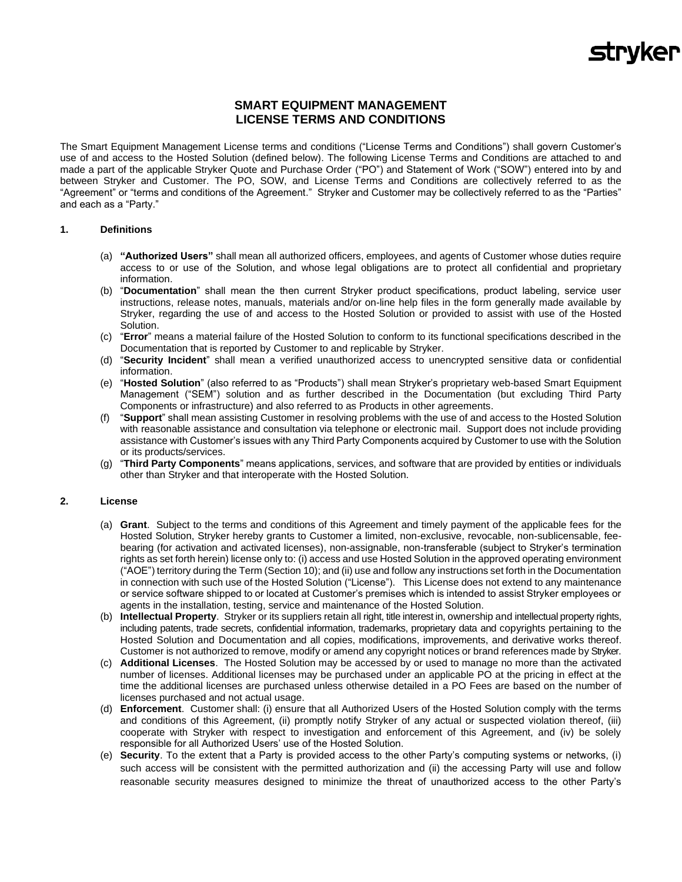# SMART EQUIPMENT MANAGEMENT
# LICENSE TERMS AND CONDITIONS

The Smart Equipment Management License terms and conditions ("License Terms and Conditions") shall govern Customer's use of and access to the Hosted Solution (defined below). The following License Terms and Conditions are attached to and made a part of the applicable Stryker Quote and Purchase Order ("PO") and Statement of Work ("SOW") entered into by and between Stryker and Customer. The PO, SOW, and License Terms and Conditions are collectively referred to as the "Agreement" or "terms and conditions of the Agreement." Stryker and Customer may be collectively referred to as the "Parties" and each as a "Party."

## 1. Definitions

(a) **"Authorized Users"** shall mean all authorized officers, employees, and agents of Customer whose duties require access to or use of the Solution, and whose legal obligations are to protect all confidential and proprietary information.

(b) "**Documentation**" shall mean the then current Stryker product specifications, product labeling, service user instructions, release notes, manuals, materials and/or on-line help files in the form generally made available by Stryker, regarding the use of and access to the Hosted Solution or provided to assist with use of the Hosted Solution.

(c) "**Error**" means a material failure of the Hosted Solution to conform to its functional specifications described in the Documentation that is reported by Customer to and replicable by Stryker.

(d) "**Security Incident**" shall mean a verified unauthorized access to unencrypted sensitive data or confidential information.

(e) "**Hosted Solution**" (also referred to as "Products") shall mean Stryker's proprietary web-based Smart Equipment Management ("SEM") solution and as further described in the Documentation (but excluding Third Party Components or infrastructure) and also referred to as Products in other agreements.

(f) "**Support**" shall mean assisting Customer in resolving problems with the use of and access to the Hosted Solution with reasonable assistance and consultation via telephone or electronic mail. Support does not include providing assistance with Customer's issues with any Third Party Components acquired by Customer to use with the Solution or its products/services.

(g) "**Third Party Components**" means applications, services, and software that are provided by entities or individuals other than Stryker and that interoperate with the Hosted Solution.

## 2. License

(a) **Grant**. Subject to the terms and conditions of this Agreement and timely payment of the applicable fees for the Hosted Solution, Stryker hereby grants to Customer a limited, non-exclusive, revocable, non-sublicensable, fee-bearing (for activation and activated licenses), non-assignable, non-transferable (subject to Stryker's termination rights as set forth herein) license only to: (i) access and use Hosted Solution in the approved operating environment ("AOE") territory during the Term (Section 10); and (ii) use and follow any instructions set forth in the Documentation in connection with such use of the Hosted Solution ("License"). This License does not extend to any maintenance or service software shipped to or located at Customer's premises which is intended to assist Stryker employees or agents in the installation, testing, service and maintenance of the Hosted Solution.

(b) **Intellectual Property**. Stryker or its suppliers retain all right, title interest in, ownership and intellectual property rights, including patents, trade secrets, confidential information, trademarks, proprietary data and copyrights pertaining to the Hosted Solution and Documentation and all copies, modifications, improvements, and derivative works thereof. Customer is not authorized to remove, modify or amend any copyright notices or brand references made by Stryker.

(c) **Additional Licenses**. The Hosted Solution may be accessed by or used to manage no more than the activated number of licenses. Additional licenses may be purchased under an applicable PO at the pricing in effect at the time the additional licenses are purchased unless otherwise detailed in a PO Fees are based on the number of licenses purchased and not actual usage.

(d) **Enforcement**. Customer shall: (i) ensure that all Authorized Users of the Hosted Solution comply with the terms and conditions of this Agreement, (ii) promptly notify Stryker of any actual or suspected violation thereof, (iii) cooperate with Stryker with respect to investigation and enforcement of this Agreement, and (iv) be solely responsible for all Authorized Users' use of the Hosted Solution.

(e) **Security**. To the extent that a Party is provided access to the other Party's computing systems or networks, (i) such access will be consistent with the permitted authorization and (ii) the accessing Party will use and follow reasonable security measures designed to minimize the threat of unauthorized access to the other Party's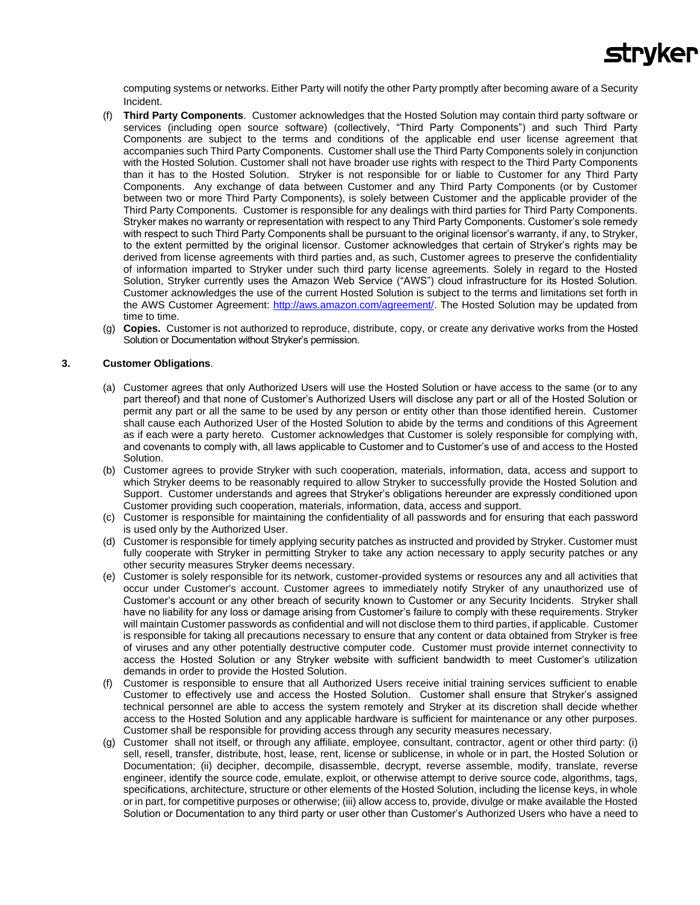computing systems or networks. Either Party will notify the other Party promptly after becoming aware of a Security Incident.

(f) **Third Party Components**. Customer acknowledges that the Hosted Solution may contain third party software or services (including open source software) (collectively, "Third Party Components") and such Third Party Components are subject to the terms and conditions of the applicable end user license agreement that accompanies such Third Party Components. Customer shall use the Third Party Components solely in conjunction with the Hosted Solution. Customer shall not have broader use rights with respect to the Third Party Components than it has to the Hosted Solution. Stryker is not responsible for or liable to Customer for any Third Party Components. Any exchange of data between Customer and any Third Party Components (or by Customer between two or more Third Party Components), is solely between Customer and the applicable provider of the Third Party Components. Customer is responsible for any dealings with third parties for Third Party Components. Stryker makes no warranty or representation with respect to any Third Party Components. Customer's sole remedy with respect to such Third Party Components shall be pursuant to the original licensor's warranty, if any, to Stryker, to the extent permitted by the original licensor. Customer acknowledges that certain of Stryker's rights may be derived from license agreements with third parties and, as such, Customer agrees to preserve the confidentiality of information imparted to Stryker under such third party license agreements. Solely in regard to the Hosted Solution, Stryker currently uses the Amazon Web Service ("AWS") cloud infrastructure for its Hosted Solution. Customer acknowledges the use of the current Hosted Solution is subject to the terms and limitations set forth in the AWS Customer Agreement: [http://aws.amazon.com/agreement/](http://aws.amazon.com/agreement/). The Hosted Solution may be updated from time to time.

(g) **Copies.** Customer is not authorized to reproduce, distribute, copy, or create any derivative works from the Hosted Solution or Documentation without Stryker's permission.

## 3. Customer Obligations.

(a) Customer agrees that only Authorized Users will use the Hosted Solution or have access to the same (or to any part thereof) and that none of Customer's Authorized Users will disclose any part or all of the Hosted Solution or permit any part or all the same to be used by any person or entity other than those identified herein. Customer shall cause each Authorized User of the Hosted Solution to abide by the terms and conditions of this Agreement as if each were a party hereto. Customer acknowledges that Customer is solely responsible for complying with, and covenants to comply with, all laws applicable to Customer and to Customer's use of and access to the Hosted Solution.

(b) Customer agrees to provide Stryker with such cooperation, materials, information, data, access and support to which Stryker deems to be reasonably required to allow Stryker to successfully provide the Hosted Solution and Support. Customer understands and agrees that Stryker's obligations hereunder are expressly conditioned upon Customer providing such cooperation, materials, information, data, access and support.

(c) Customer is responsible for maintaining the confidentiality of all passwords and for ensuring that each password is used only by the Authorized User.

(d) Customer is responsible for timely applying security patches as instructed and provided by Stryker. Customer must fully cooperate with Stryker in permitting Stryker to take any action necessary to apply security patches or any other security measures Stryker deems necessary.

(e) Customer is solely responsible for its network, customer-provided systems or resources any and all activities that occur under Customer's account. Customer agrees to immediately notify Stryker of any unauthorized use of Customer's account or any other breach of security known to Customer or any Security Incidents. Stryker shall have no liability for any loss or damage arising from Customer's failure to comply with these requirements. Stryker will maintain Customer passwords as confidential and will not disclose them to third parties, if applicable. Customer is responsible for taking all precautions necessary to ensure that any content or data obtained from Stryker is free of viruses and any other potentially destructive computer code. Customer must provide internet connectivity to access the Hosted Solution or any Stryker website with sufficient bandwidth to meet Customer's utilization demands in order to provide the Hosted Solution.

(f) Customer is responsible to ensure that all Authorized Users receive initial training services sufficient to enable Customer to effectively use and access the Hosted Solution. Customer shall ensure that Stryker's assigned technical personnel are able to access the system remotely and Stryker at its discretion shall decide whether access to the Hosted Solution and any applicable hardware is sufficient for maintenance or any other purposes. Customer shall be responsible for providing access through any security measures necessary.

(g) Customer shall not itself, or through any affiliate, employee, consultant, contractor, agent or other third party: (i) sell, resell, transfer, distribute, host, lease, rent, license or sublicense, in whole or in part, the Hosted Solution or Documentation; (ii) decipher, decompile, disassemble, decrypt, reverse assemble, modify, translate, reverse engineer, identify the source code, emulate, exploit, or otherwise attempt to derive source code, algorithms, tags, specifications, architecture, structure or other elements of the Hosted Solution, including the license keys, in whole or in part, for competitive purposes or otherwise; (iii) allow access to, provide, divulge or make available the Hosted Solution or Documentation to any third party or user other than Customer's Authorized Users who have a need to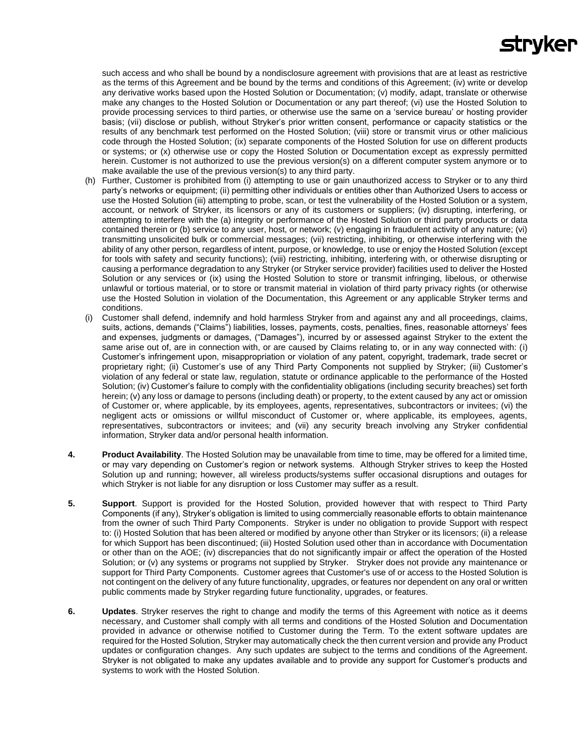such access and who shall be bound by a nondisclosure agreement with provisions that are at least as restrictive as the terms of this Agreement and be bound by the terms and conditions of this Agreement; (iv) write or develop any derivative works based upon the Hosted Solution or Documentation; (v) modify, adapt, translate or otherwise make any changes to the Hosted Solution or Documentation or any part thereof; (vi) use the Hosted Solution to provide processing services to third parties, or otherwise use the same on a 'service bureau' or hosting provider basis; (vii) disclose or publish, without Stryker's prior written consent, performance or capacity statistics or the results of any benchmark test performed on the Hosted Solution; (viii) store or transmit virus or other malicious code through the Hosted Solution; (ix) separate components of the Hosted Solution for use on different products or systems; or (x) otherwise use or copy the Hosted Solution or Documentation except as expressly permitted herein. Customer is not authorized to use the previous version(s) on a different computer system anymore or to make available the use of the previous version(s) to any third party.

(h) Further, Customer is prohibited from (i) attempting to use or gain unauthorized access to Stryker or to any third party's networks or equipment; (ii) permitting other individuals or entities other than Authorized Users to access or use the Hosted Solution (iii) attempting to probe, scan, or test the vulnerability of the Hosted Solution or a system, account, or network of Stryker, its licensors or any of its customers or suppliers; (iv) disrupting, interfering, or attempting to interfere with the (a) integrity or performance of the Hosted Solution or third party products or data contained therein or (b) service to any user, host, or network; (v) engaging in fraudulent activity of any nature; (vi) transmitting unsolicited bulk or commercial messages; (vii) restricting, inhibiting, or otherwise interfering with the ability of any other person, regardless of intent, purpose, or knowledge, to use or enjoy the Hosted Solution (except for tools with safety and security functions); (viii) restricting, inhibiting, interfering with, or otherwise disrupting or causing a performance degradation to any Stryker (or Stryker service provider) facilities used to deliver the Hosted Solution or any services or (ix) using the Hosted Solution to store or transmit infringing, libelous, or otherwise unlawful or tortious material, or to store or transmit material in violation of third party privacy rights (or otherwise use the Hosted Solution in violation of the Documentation, this Agreement or any applicable Stryker terms and conditions.

(i) Customer shall defend, indemnify and hold harmless Stryker from and against any and all proceedings, claims, suits, actions, demands ("Claims") liabilities, losses, payments, costs, penalties, fines, reasonable attorneys' fees and expenses, judgments or damages, ("Damages"), incurred by or assessed against Stryker to the extent the same arise out of, are in connection with, or are caused by Claims relating to, or in any way connected with: (i) Customer's infringement upon, misappropriation or violation of any patent, copyright, trademark, trade secret or proprietary right; (ii) Customer's use of any Third Party Components not supplied by Stryker; (iii) Customer's violation of any federal or state law, regulation, statute or ordinance applicable to the performance of the Hosted Solution; (iv) Customer's failure to comply with the confidentiality obligations (including security breaches) set forth herein; (v) any loss or damage to persons (including death) or property, to the extent caused by any act or omission of Customer or, where applicable, by its employees, agents, representatives, subcontractors or invitees; (vi) the negligent acts or omissions or willful misconduct of Customer or, where applicable, its employees, agents, representatives, subcontractors or invitees; and (vii) any security breach involving any Stryker confidential information, Stryker data and/or personal health information.

**4.** **Product Availability**. The Hosted Solution may be unavailable from time to time, may be offered for a limited time, or may vary depending on Customer's region or network systems. Although Stryker strives to keep the Hosted Solution up and running; however, all wireless products/systems suffer occasional disruptions and outages for which Stryker is not liable for any disruption or loss Customer may suffer as a result.

**5.** **Support**. Support is provided for the Hosted Solution, provided however that with respect to Third Party Components (if any), Stryker's obligation is limited to using commercially reasonable efforts to obtain maintenance from the owner of such Third Party Components. Stryker is under no obligation to provide Support with respect to: (i) Hosted Solution that has been altered or modified by anyone other than Stryker or its licensors; (ii) a release for which Support has been discontinued; (iii) Hosted Solution used other than in accordance with Documentation or other than on the AOE; (iv) discrepancies that do not significantly impair or affect the operation of the Hosted Solution; or (v) any systems or programs not supplied by Stryker. Stryker does not provide any maintenance or support for Third Party Components. Customer agrees that Customer's use of or access to the Hosted Solution is not contingent on the delivery of any future functionality, upgrades, or features nor dependent on any oral or written public comments made by Stryker regarding future functionality, upgrades, or features.

**6.** **Updates**. Stryker reserves the right to change and modify the terms of this Agreement with notice as it deems necessary, and Customer shall comply with all terms and conditions of the Hosted Solution and Documentation provided in advance or otherwise notified to Customer during the Term. To the extent software updates are required for the Hosted Solution, Stryker may automatically check the then current version and provide any Product updates or configuration changes. Any such updates are subject to the terms and conditions of the Agreement. Stryker is not obligated to make any updates available and to provide any support for Customer's products and systems to work with the Hosted Solution.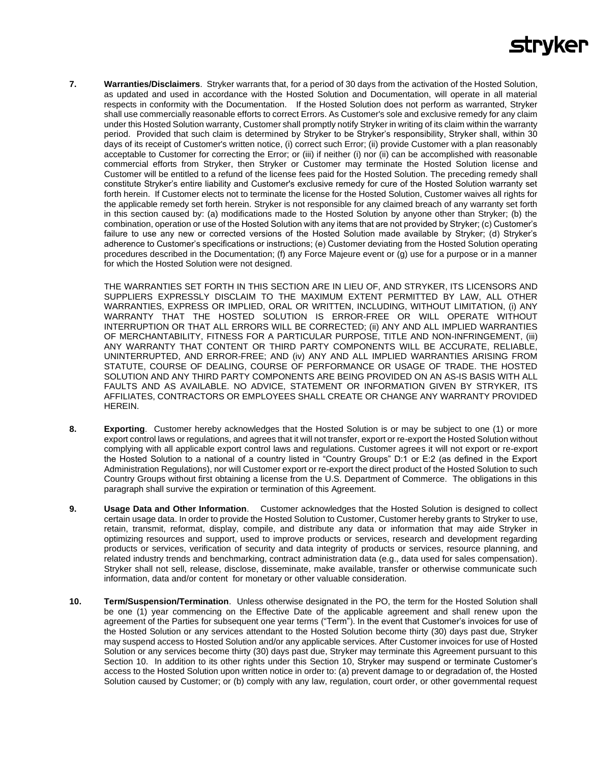**7. Warranties/Disclaimers**. Stryker warrants that, for a period of 30 days from the activation of the Hosted Solution, as updated and used in accordance with the Hosted Solution and Documentation, will operate in all material respects in conformity with the Documentation. If the Hosted Solution does not perform as warranted, Stryker shall use commercially reasonable efforts to correct Errors. As Customer's sole and exclusive remedy for any claim under this Hosted Solution warranty, Customer shall promptly notify Stryker in writing of its claim within the warranty period. Provided that such claim is determined by Stryker to be Stryker's responsibility, Stryker shall, within 30 days of its receipt of Customer's written notice, (i) correct such Error; (ii) provide Customer with a plan reasonably acceptable to Customer for correcting the Error; or (iii) if neither (i) nor (ii) can be accomplished with reasonable commercial efforts from Stryker, then Stryker or Customer may terminate the Hosted Solution license and Customer will be entitled to a refund of the license fees paid for the Hosted Solution. The preceding remedy shall constitute Stryker's entire liability and Customer's exclusive remedy for cure of the Hosted Solution warranty set forth herein. If Customer elects not to terminate the license for the Hosted Solution, Customer waives all rights for the applicable remedy set forth herein. Stryker is not responsible for any claimed breach of any warranty set forth in this section caused by: (a) modifications made to the Hosted Solution by anyone other than Stryker; (b) the combination, operation or use of the Hosted Solution with any items that are not provided by Stryker; (c) Customer's failure to use any new or corrected versions of the Hosted Solution made available by Stryker; (d) Stryker's adherence to Customer's specifications or instructions; (e) Customer deviating from the Hosted Solution operating procedures described in the Documentation; (f) any Force Majeure event or (g) use for a purpose or in a manner for which the Hosted Solution were not designed.

THE WARRANTIES SET FORTH IN THIS SECTION ARE IN LIEU OF, AND STRYKER, ITS LICENSORS AND SUPPLIERS EXPRESSLY DISCLAIM TO THE MAXIMUM EXTENT PERMITTED BY LAW, ALL OTHER WARRANTIES, EXPRESS OR IMPLIED, ORAL OR WRITTEN, INCLUDING, WITHOUT LIMITATION, (i) ANY WARRANTY THAT THE HOSTED SOLUTION IS ERROR-FREE OR WILL OPERATE WITHOUT INTERRUPTION OR THAT ALL ERRORS WILL BE CORRECTED; (ii) ANY AND ALL IMPLIED WARRANTIES OF MERCHANTABILITY, FITNESS FOR A PARTICULAR PURPOSE, TITLE AND NON-INFRINGEMENT, (iii) ANY WARRANTY THAT CONTENT OR THIRD PARTY COMPONENTS WILL BE ACCURATE, RELIABLE, UNINTERRUPTED, AND ERROR-FREE; AND (iv) ANY AND ALL IMPLIED WARRANTIES ARISING FROM STATUTE, COURSE OF DEALING, COURSE OF PERFORMANCE OR USAGE OF TRADE. THE HOSTED SOLUTION AND ANY THIRD PARTY COMPONENTS ARE BEING PROVIDED ON AN AS-IS BASIS WITH ALL FAULTS AND AS AVAILABLE. NO ADVICE, STATEMENT OR INFORMATION GIVEN BY STRYKER, ITS AFFILIATES, CONTRACTORS OR EMPLOYEES SHALL CREATE OR CHANGE ANY WARRANTY PROVIDED HEREIN.

**8. Exporting**. Customer hereby acknowledges that the Hosted Solution is or may be subject to one (1) or more export control laws or regulations, and agrees that it will not transfer, export or re-export the Hosted Solution without complying with all applicable export control laws and regulations. Customer agrees it will not export or re-export the Hosted Solution to a national of a country listed in "Country Groups" D:1 or E:2 (as defined in the Export Administration Regulations), nor will Customer export or re-export the direct product of the Hosted Solution to such Country Groups without first obtaining a license from the U.S. Department of Commerce. The obligations in this paragraph shall survive the expiration or termination of this Agreement.

**9. Usage Data and Other Information**. Customer acknowledges that the Hosted Solution is designed to collect certain usage data. In order to provide the Hosted Solution to Customer, Customer hereby grants to Stryker to use, retain, transmit, reformat, display, compile, and distribute any data or information that may aide Stryker in optimizing resources and support, used to improve products or services, research and development regarding products or services, verification of security and data integrity of products or services, resource planning, and related industry trends and benchmarking, contract administration data (e.g., data used for sales compensation). Stryker shall not sell, release, disclose, disseminate, make available, transfer or otherwise communicate such information, data and/or content for monetary or other valuable consideration.

**10. Term/Suspension/Termination**. Unless otherwise designated in the PO, the term for the Hosted Solution shall be one (1) year commencing on the Effective Date of the applicable agreement and shall renew upon the agreement of the Parties for subsequent one year terms ("Term"). In the event that Customer's invoices for use of the Hosted Solution or any services attendant to the Hosted Solution become thirty (30) days past due, Stryker may suspend access to Hosted Solution and/or any applicable services. After Customer invoices for use of Hosted Solution or any services become thirty (30) days past due, Stryker may terminate this Agreement pursuant to this Section 10. In addition to its other rights under this Section 10, Stryker may suspend or terminate Customer's access to the Hosted Solution upon written notice in order to: (a) prevent damage to or degradation of, the Hosted Solution caused by Customer; or (b) comply with any law, regulation, court order, or other governmental request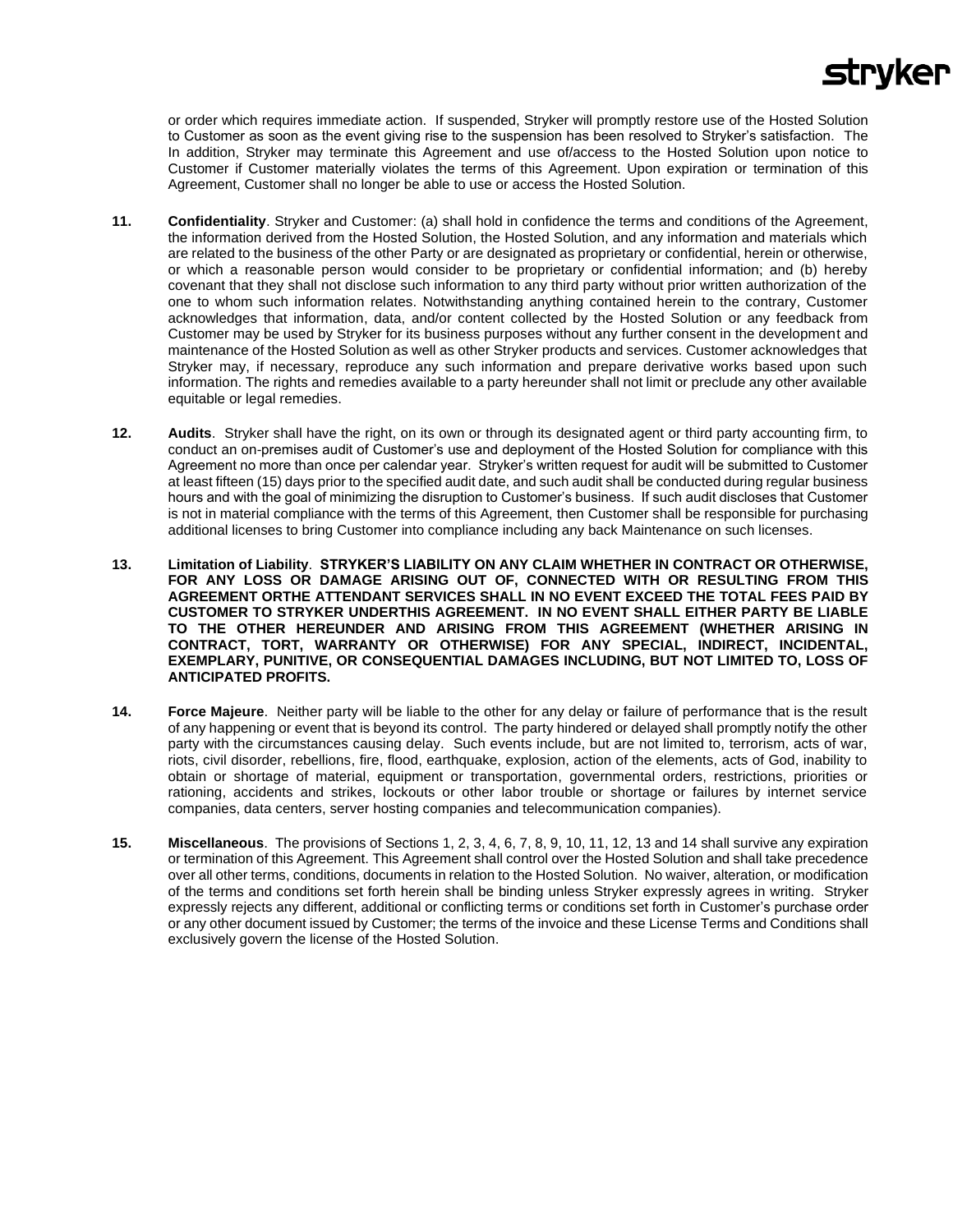or order which requires immediate action. If suspended, Stryker will promptly restore use of the Hosted Solution to Customer as soon as the event giving rise to the suspension has been resolved to Stryker's satisfaction. The In addition, Stryker may terminate this Agreement and use of/access to the Hosted Solution upon notice to Customer if Customer materially violates the terms of this Agreement. Upon expiration or termination of this Agreement, Customer shall no longer be able to use or access the Hosted Solution.

**11.** **Confidentiality**. Stryker and Customer: (a) shall hold in confidence the terms and conditions of the Agreement, the information derived from the Hosted Solution, the Hosted Solution, and any information and materials which are related to the business of the other Party or are designated as proprietary or confidential, herein or otherwise, or which a reasonable person would consider to be proprietary or confidential information; and (b) hereby covenant that they shall not disclose such information to any third party without prior written authorization of the one to whom such information relates. Notwithstanding anything contained herein to the contrary, Customer acknowledges that information, data, and/or content collected by the Hosted Solution or any feedback from Customer may be used by Stryker for its business purposes without any further consent in the development and maintenance of the Hosted Solution as well as other Stryker products and services. Customer acknowledges that Stryker may, if necessary, reproduce any such information and prepare derivative works based upon such information. The rights and remedies available to a party hereunder shall not limit or preclude any other available equitable or legal remedies.

**12.** **Audits**. Stryker shall have the right, on its own or through its designated agent or third party accounting firm, to conduct an on-premises audit of Customer's use and deployment of the Hosted Solution for compliance with this Agreement no more than once per calendar year. Stryker's written request for audit will be submitted to Customer at least fifteen (15) days prior to the specified audit date, and such audit shall be conducted during regular business hours and with the goal of minimizing the disruption to Customer's business. If such audit discloses that Customer is not in material compliance with the terms of this Agreement, then Customer shall be responsible for purchasing additional licenses to bring Customer into compliance including any back Maintenance on such licenses.

**13.** **Limitation of Liability**. **STRYKER'S LIABILITY ON ANY CLAIM WHETHER IN CONTRACT OR OTHERWISE, FOR ANY LOSS OR DAMAGE ARISING OUT OF, CONNECTED WITH OR RESULTING FROM THIS AGREEMENT ORTHE ATTENDANT SERVICES SHALL IN NO EVENT EXCEED THE TOTAL FEES PAID BY CUSTOMER TO STRYKER UNDERTHIS AGREEMENT. IN NO EVENT SHALL EITHER PARTY BE LIABLE TO THE OTHER HEREUNDER AND ARISING FROM THIS AGREEMENT (WHETHER ARISING IN CONTRACT, TORT, WARRANTY OR OTHERWISE) FOR ANY SPECIAL, INDIRECT, INCIDENTAL, EXEMPLARY, PUNITIVE, OR CONSEQUENTIAL DAMAGES INCLUDING, BUT NOT LIMITED TO, LOSS OF ANTICIPATED PROFITS.**

**14.** **Force Majeure**. Neither party will be liable to the other for any delay or failure of performance that is the result of any happening or event that is beyond its control. The party hindered or delayed shall promptly notify the other party with the circumstances causing delay. Such events include, but are not limited to, terrorism, acts of war, riots, civil disorder, rebellions, fire, flood, earthquake, explosion, action of the elements, acts of God, inability to obtain or shortage of material, equipment or transportation, governmental orders, restrictions, priorities or rationing, accidents and strikes, lockouts or other labor trouble or shortage or failures by internet service companies, data centers, server hosting companies and telecommunication companies).

**15.** **Miscellaneous**. The provisions of Sections 1, 2, 3, 4, 6, 7, 8, 9, 10, 11, 12, 13 and 14 shall survive any expiration or termination of this Agreement. This Agreement shall control over the Hosted Solution and shall take precedence over all other terms, conditions, documents in relation to the Hosted Solution. No waiver, alteration, or modification of the terms and conditions set forth herein shall be binding unless Stryker expressly agrees in writing. Stryker expressly rejects any different, additional or conflicting terms or conditions set forth in Customer's purchase order or any other document issued by Customer; the terms of the invoice and these License Terms and Conditions shall exclusively govern the license of the Hosted Solution.